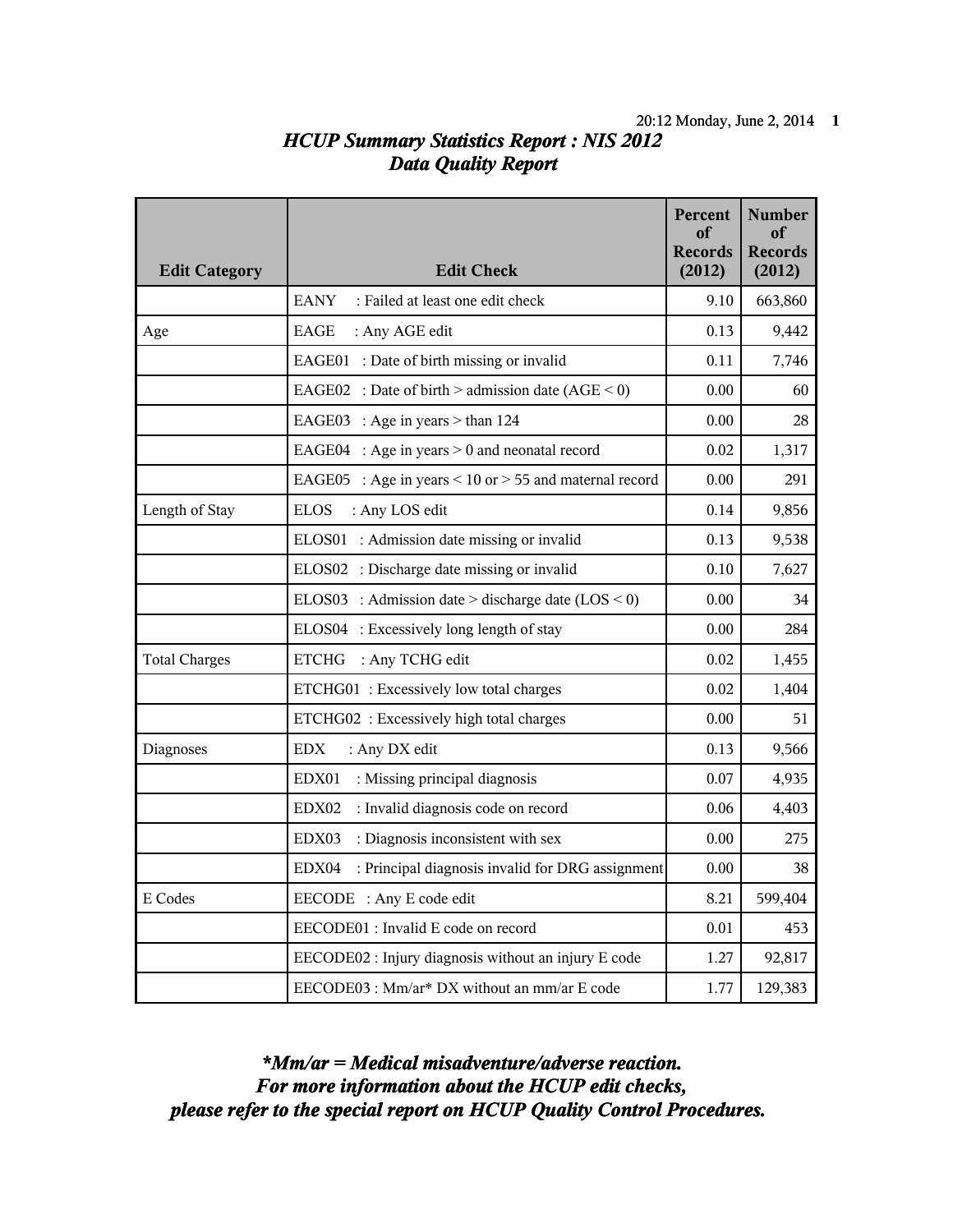# *HCUP Summary Statistics Report : NIS 2012*
## *Data Quality Report*

| Edit Category | Edit Check | Percent of Records (2012) | Number of Records (2012) |
|---|---|---|---|
| | EANY : Failed at least one edit check | 9.10 | 663,860 |
| Age | EAGE : Any AGE edit | 0.13 | 9,442 |
| | EAGE01 : Date of birth missing or invalid | 0.11 | 7,746 |
| | EAGE02 : Date of birth > admission date (AGE < 0) | 0.00 | 60 |
| | EAGE03 : Age in years > than 124 | 0.00 | 28 |
| | EAGE04 : Age in years > 0 and neonatal record | 0.02 | 1,317 |
| | EAGE05 : Age in years < 10 or > 55 and maternal record | 0.00 | 291 |
| Length of Stay | ELOS : Any LOS edit | 0.14 | 9,856 |
| | ELOS01 : Admission date missing or invalid | 0.13 | 9,538 |
| | ELOS02 : Discharge date missing or invalid | 0.10 | 7,627 |
| | ELOS03 : Admission date > discharge date (LOS < 0) | 0.00 | 34 |
| | ELOS04 : Excessively long length of stay | 0.00 | 284 |
| Total Charges | ETCHG : Any TCHG edit | 0.02 | 1,455 |
| | ETCHG01 : Excessively low total charges | 0.02 | 1,404 |
| | ETCHG02 : Excessively high total charges | 0.00 | 51 |
| Diagnoses | EDX : Any DX edit | 0.13 | 9,566 |
| | EDX01 : Missing principal diagnosis | 0.07 | 4,935 |
| | EDX02 : Invalid diagnosis code on record | 0.06 | 4,403 |
| | EDX03 : Diagnosis inconsistent with sex | 0.00 | 275 |
| | EDX04 : Principal diagnosis invalid for DRG assignment | 0.00 | 38 |
| E Codes | EECODE : Any E code edit | 8.21 | 599,404 |
| | EECODE01 : Invalid E code on record | 0.01 | 453 |
| | EECODE02 : Injury diagnosis without an injury E code | 1.27 | 92,817 |
| | EECODE03 : Mm/ar* DX without an mm/ar E code | 1.77 | 129,383 |

***Mm/ar = Medical misadventure/adverse reaction.***
***For more information about the HCUP edit checks, please refer to the special report on HCUP Quality Control Procedures.***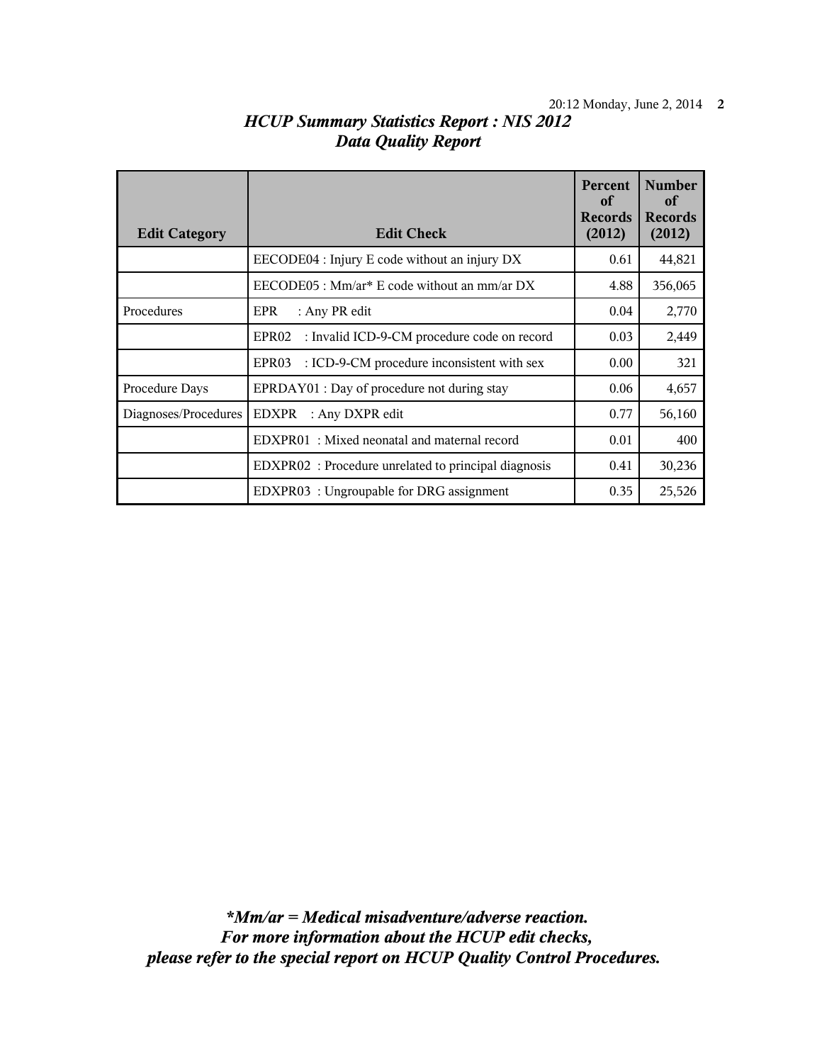*HCUP Summary Statistics Report : NIS 2012*
*Data Quality Report*

| Edit Category | Edit Check | Percent of Records (2012) | Number of Records (2012) |
|---|---|---|---|
| | EECODE04 : Injury E code without an injury DX | 0.61 | 44,821 |
| | EECODE05 : Mm/ar* E code without an mm/ar DX | 4.88 | 356,065 |
| Procedures | EPR : Any PR edit | 0.04 | 2,770 |
| | EPR02 : Invalid ICD-9-CM procedure code on record | 0.03 | 2,449 |
| | EPR03 : ICD-9-CM procedure inconsistent with sex | 0.00 | 321 |
| Procedure Days | EPRDAY01 : Day of procedure not during stay | 0.06 | 4,657 |
| Diagnoses/Procedures | EDXPR : Any DXPR edit | 0.77 | 56,160 |
| | EDXPR01 : Mixed neonatal and maternal record | 0.01 | 400 |
| | EDXPR02 : Procedure unrelated to principal diagnosis | 0.41 | 30,236 |
| | EDXPR03 : Ungroupable for DRG assignment | 0.35 | 25,526 |

***Mm/ar = Medical misadventure/adverse reaction.***
***For more information about the HCUP edit checks,***
***please refer to the special report on HCUP Quality Control Procedures.***